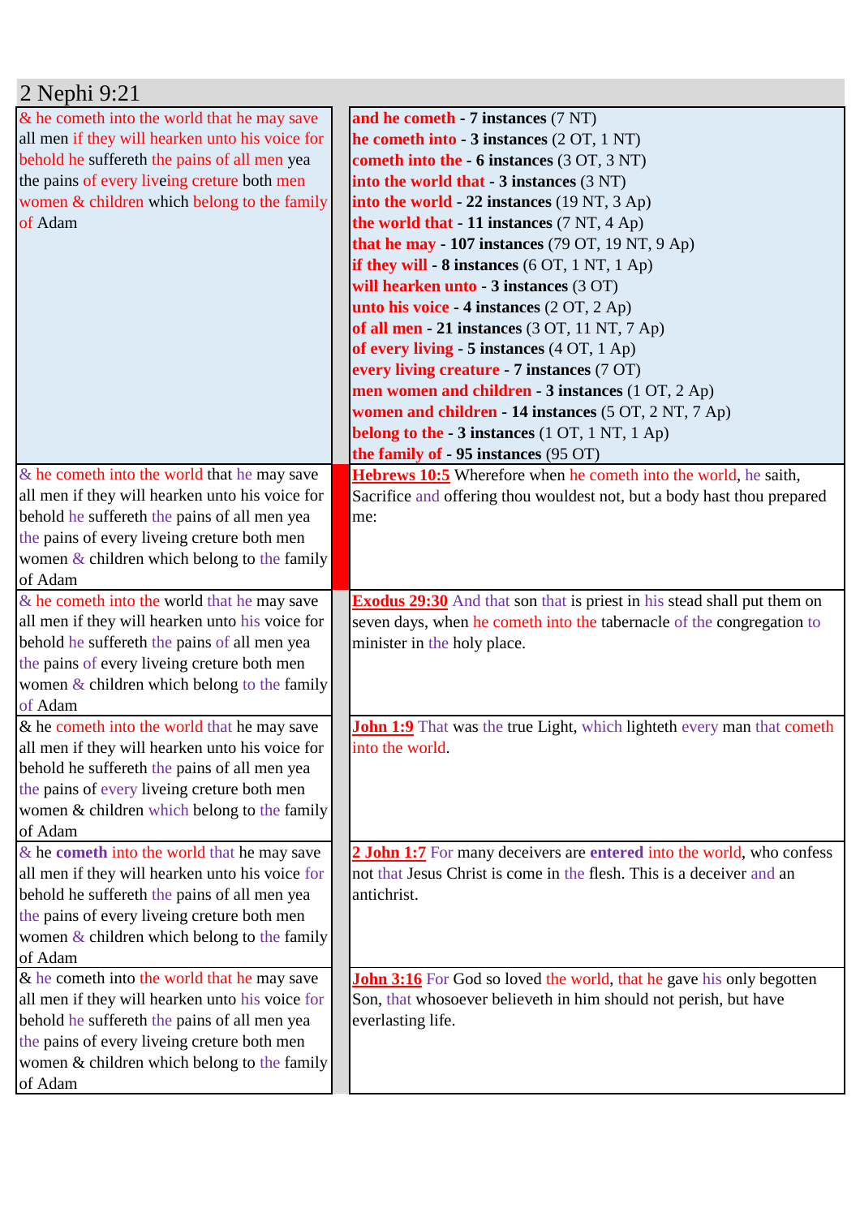## 2 Nephi 9:21

| | |
|---|---|
| & he cometh into the world that he may save all men if they will hearken unto his voice for behold he suffereth the pains of all men yea the pains of every liveing creture both men women & children which belong to the family of Adam | **and he cometh - 7 instances** (7 NT)<br>**he cometh into - 3 instances** (2 OT, 1 NT)<br>**cometh into the - 6 instances** (3 OT, 3 NT)<br>**into the world that - 3 instances** (3 NT)<br>**into the world - 22 instances** (19 NT, 3 Ap)<br>**the world that - 11 instances** (7 NT, 4 Ap)<br>**that he may - 107 instances** (79 OT, 19 NT, 9 Ap)<br>**if they will - 8 instances** (6 OT, 1 NT, 1 Ap)<br>**will hearken unto - 3 instances** (3 OT)<br>**unto his voice - 4 instances** (2 OT, 2 Ap)<br>**of all men - 21 instances** (3 OT, 11 NT, 7 Ap)<br>**of every living - 5 instances** (4 OT, 1 Ap)<br>**every living creature - 7 instances** (7 OT)<br>**men women and children - 3 instances** (1 OT, 2 Ap)<br>**women and children - 14 instances** (5 OT, 2 NT, 7 Ap)<br>**belong to the - 3 instances** (1 OT, 1 NT, 1 Ap)<br>**the family of - 95 instances** (95 OT) |
| & he cometh into the world that he may save all men if they will hearken unto his voice for behold he suffereth the pains of all men yea the pains of every liveing creture both men women & children which belong to the family of Adam | **Hebrews 10:5** Wherefore when he cometh into the world, he saith, Sacrifice and offering thou wouldest not, but a body hast thou prepared me: |
| & he cometh into the world that he may save all men if they will hearken unto his voice for behold he suffereth the pains of all men yea the pains of every liveing creture both men women & children which belong to the family of Adam | **Exodus 29:30** And that son that is priest in his stead shall put them on seven days, when he cometh into the tabernacle of the congregation to minister in the holy place. |
| & he cometh into the world that he may save all men if they will hearken unto his voice for behold he suffereth the pains of all men yea the pains of every liveing creture both men women & children which belong to the family of Adam | **John 1:9** That was the true Light, which lighteth every man that cometh into the world. |
| & he cometh into the world that he may save all men if they will hearken unto his voice for behold he suffereth the pains of all men yea the pains of every liveing creture both men women & children which belong to the family of Adam | **2 John 1:7** For many deceivers are entered into the world, who confess not that Jesus Christ is come in the flesh. This is a deceiver and an antichrist. |
| & he cometh into the world that he may save all men if they will hearken unto his voice for behold he suffereth the pains of all men yea the pains of every liveing creture both men women & children which belong to the family of Adam | **John 3:16** For God so loved the world, that he gave his only begotten Son, that whosoever believeth in him should not perish, but have everlasting life. |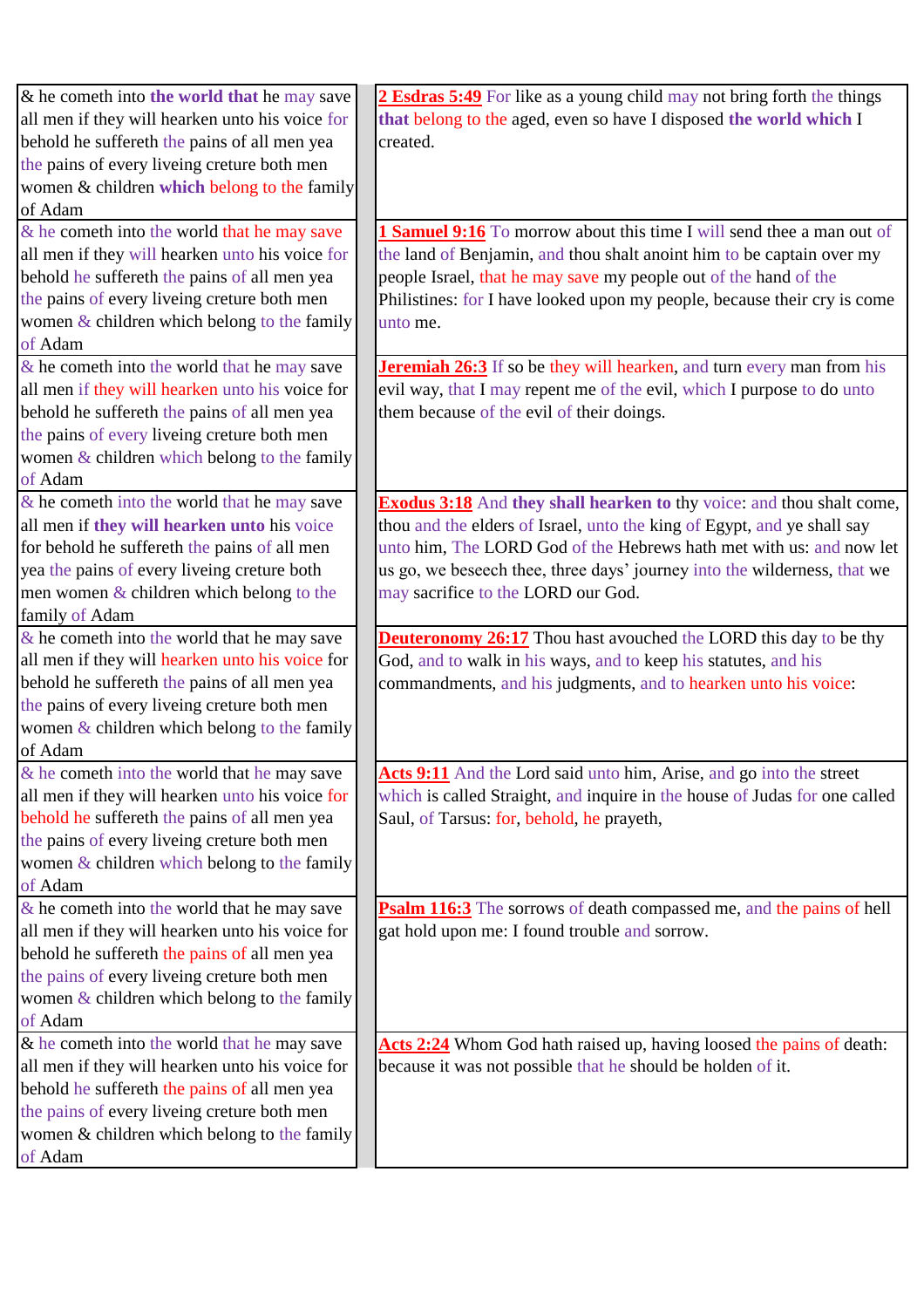| | |
|---|---|
| & he cometh into **the world that** he may save all men if they will hearken unto his voice for behold he suffereth the pains of all men yea the pains of every liveing creture both men women & children **which** belong to the family of Adam | **2 Esdras 5:49** For like as a young child may not bring forth the things **that** belong to the aged, even so have I disposed **the world which** I created. |
| & he cometh into the world that he may save all men if they will hearken unto his voice for behold he suffereth the pains of all men yea the pains of every liveing creture both men women & children which belong to the family of Adam | **1 Samuel 9:16** To morrow about this time I will send thee a man out of the land of Benjamin, and thou shalt anoint him to be captain over my people Israel, that he may save my people out of the hand of the Philistines: for I have looked upon my people, because their cry is come unto me. |
| & he cometh into the world that he may save all men if they will hearken unto his voice for behold he suffereth the pains of all men yea the pains of every liveing creture both men women & children which belong to the family of Adam | **Jeremiah 26:3** If so be they will hearken, and turn every man from his evil way, that I may repent me of the evil, which I purpose to do unto them because of the evil of their doings. |
| & he cometh into the world that he may save all men if **they will hearken unto** his voice for behold he suffereth the pains of all men yea the pains of every liveing creture both men women & children which belong to the family of Adam | **Exodus 3:18** And **they shall hearken to** thy voice: and thou shalt come, thou and the elders of Israel, unto the king of Egypt, and ye shall say unto him, The LORD God of the Hebrews hath met with us: and now let us go, we beseech thee, three days' journey into the wilderness, that we may sacrifice to the LORD our God. |
| & he cometh into the world that he may save all men if they will hearken unto his voice for behold he suffereth the pains of all men yea the pains of every liveing creture both men women & children which belong to the family of Adam | **Deuteronomy 26:17** Thou hast avouched the LORD this day to be thy God, and to walk in his ways, and to keep his statutes, and his commandments, and his judgments, and to hearken unto his voice: |
| & he cometh into the world that he may save all men if they will hearken unto his voice for behold he suffereth the pains of all men yea the pains of every liveing creture both men women & children which belong to the family of Adam | **Acts 9:11** And the Lord said unto him, Arise, and go into the street which is called Straight, and inquire in the house of Judas for one called Saul, of Tarsus: for, behold, he prayeth, |
| & he cometh into the world that he may save all men if they will hearken unto his voice for behold he suffereth the pains of all men yea the pains of every liveing creture both men women & children which belong to the family of Adam | **Psalm 116:3** The sorrows of death compassed me, and the pains of hell gat hold upon me: I found trouble and sorrow. |
| & he cometh into the world that he may save all men if they will hearken unto his voice for behold he suffereth the pains of all men yea the pains of every liveing creture both men women & children which belong to the family of Adam | **Acts 2:24** Whom God hath raised up, having loosed the pains of death: because it was not possible that he should be holden of it. |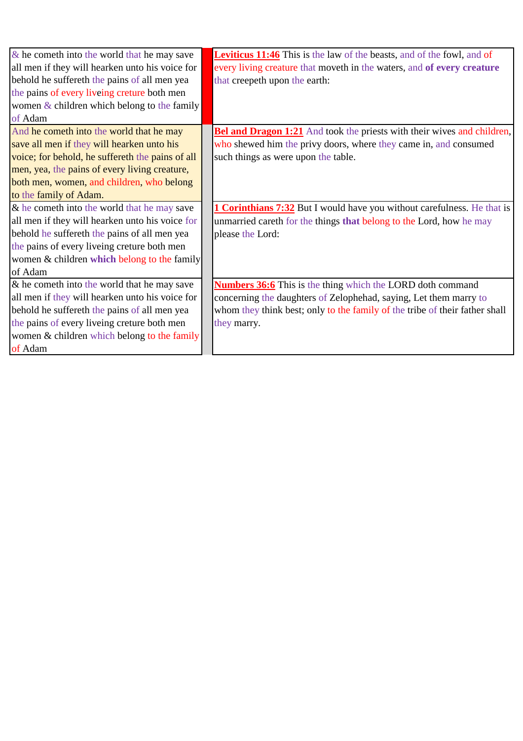| | | |
|---|---|---|
| & he cometh into the world that he may save all men if they will hearken unto his voice for behold he suffereth the pains of all men yea the pains of every liveing creture both men women & children which belong to the family of Adam | | **Leviticus 11:46** This is the law of the beasts, and of the fowl, and of every living creature that moveth in the waters, and **of every creature** that creepeth upon the earth: |
| And he cometh into the world that he may save all men if they will hearken unto his voice; for behold, he suffereth the pains of all men, yea, the pains of every living creature, both men, women, and children, who belong to the family of Adam. | | **Bel and Dragon 1:21** And took the priests with their wives and children, who shewed him the privy doors, where they came in, and consumed such things as were upon the table. |
| & he cometh into the world that he may save all men if they will hearken unto his voice for behold he suffereth the pains of all men yea the pains of every liveing creture both men women & children **which** belong to the family of Adam | | **1 Corinthians 7:32** But I would have you without carefulness. He that is unmarried careth for the things **that** belong to the Lord, how he may please the Lord: |
| & he cometh into the world that he may save all men if they will hearken unto his voice for behold he suffereth the pains of all men yea the pains of every liveing creture both men women & children which belong to the family of Adam | | **Numbers 36:6** This is the thing which the LORD doth command concerning the daughters of Zelophehad, saying, Let them marry to whom they think best; only to the family of the tribe of their father shall they marry. |